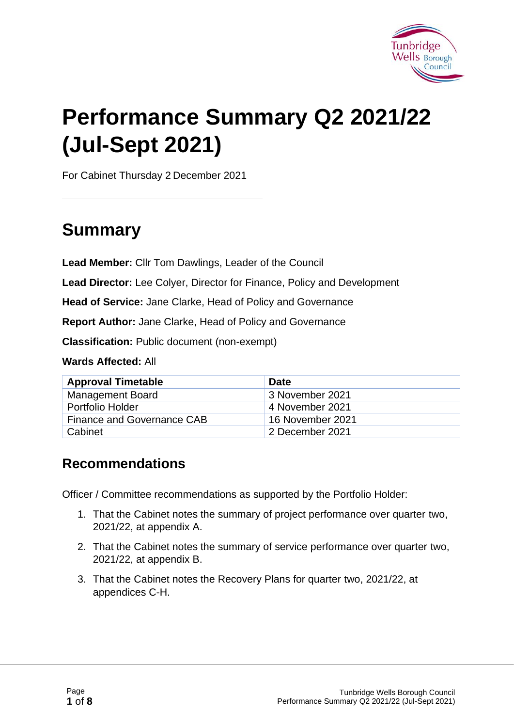# Performance Summary Q2 2021/22 (Jul-Sept 2021)

For Cabinet Thursday 2 December 2021

## Summary

**Lead Member:** Cllr Tom Dawlings, Leader of the Council

**Lead Director:** Lee Colyer, Director for Finance, Policy and Development

**Head of Service:** Jane Clarke, Head of Policy and Governance

**Report Author:** Jane Clarke, Head of Policy and Governance

**Classification:** Public document (non-exempt)

**Wards Affected:** All

| Approval Timetable | Date |
| --- | --- |
| Management Board | 3 November 2021 |
| Portfolio Holder | 4 November 2021 |
| Finance and Governance CAB | 16 November 2021 |
| Cabinet | 2 December 2021 |

## Recommendations

Officer / Committee recommendations as supported by the Portfolio Holder:

1. That the Cabinet notes the summary of project performance over quarter two, 2021/22, at appendix A.
2. That the Cabinet notes the summary of service performance over quarter two, 2021/22, at appendix B.
3. That the Cabinet notes the Recovery Plans for quarter two, 2021/22, at appendices C-H.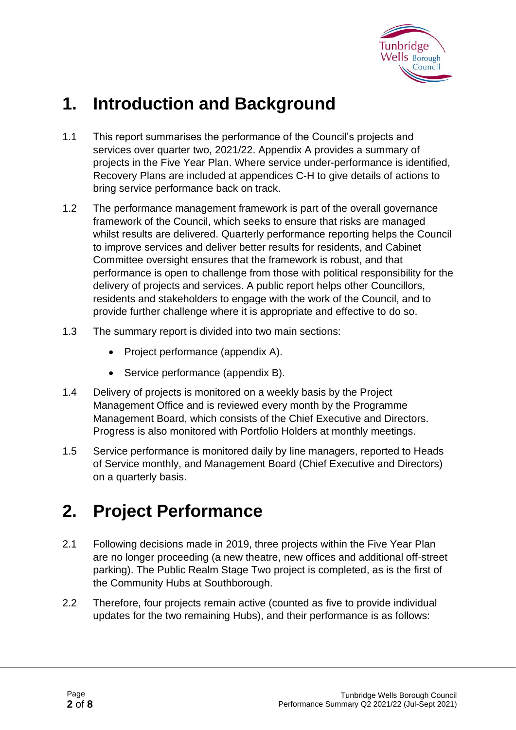# 1. Introduction and Background

1.1 This report summarises the performance of the Council's projects and services over quarter two, 2021/22. Appendix A provides a summary of projects in the Five Year Plan. Where service under-performance is identified, Recovery Plans are included at appendices C-H to give details of actions to bring service performance back on track.

1.2 The performance management framework is part of the overall governance framework of the Council, which seeks to ensure that risks are managed whilst results are delivered. Quarterly performance reporting helps the Council to improve services and deliver better results for residents, and Cabinet Committee oversight ensures that the framework is robust, and that performance is open to challenge from those with political responsibility for the delivery of projects and services. A public report helps other Councillors, residents and stakeholders to engage with the work of the Council, and to provide further challenge where it is appropriate and effective to do so.

1.3 The summary report is divided into two main sections:

- Project performance (appendix A).
- Service performance (appendix B).

1.4 Delivery of projects is monitored on a weekly basis by the Project Management Office and is reviewed every month by the Programme Management Board, which consists of the Chief Executive and Directors. Progress is also monitored with Portfolio Holders at monthly meetings.

1.5 Service performance is monitored daily by line managers, reported to Heads of Service monthly, and Management Board (Chief Executive and Directors) on a quarterly basis.

# 2. Project Performance

2.1 Following decisions made in 2019, three projects within the Five Year Plan are no longer proceeding (a new theatre, new offices and additional off-street parking). The Public Realm Stage Two project is completed, as is the first of the Community Hubs at Southborough.

2.2 Therefore, four projects remain active (counted as five to provide individual updates for the two remaining Hubs), and their performance is as follows: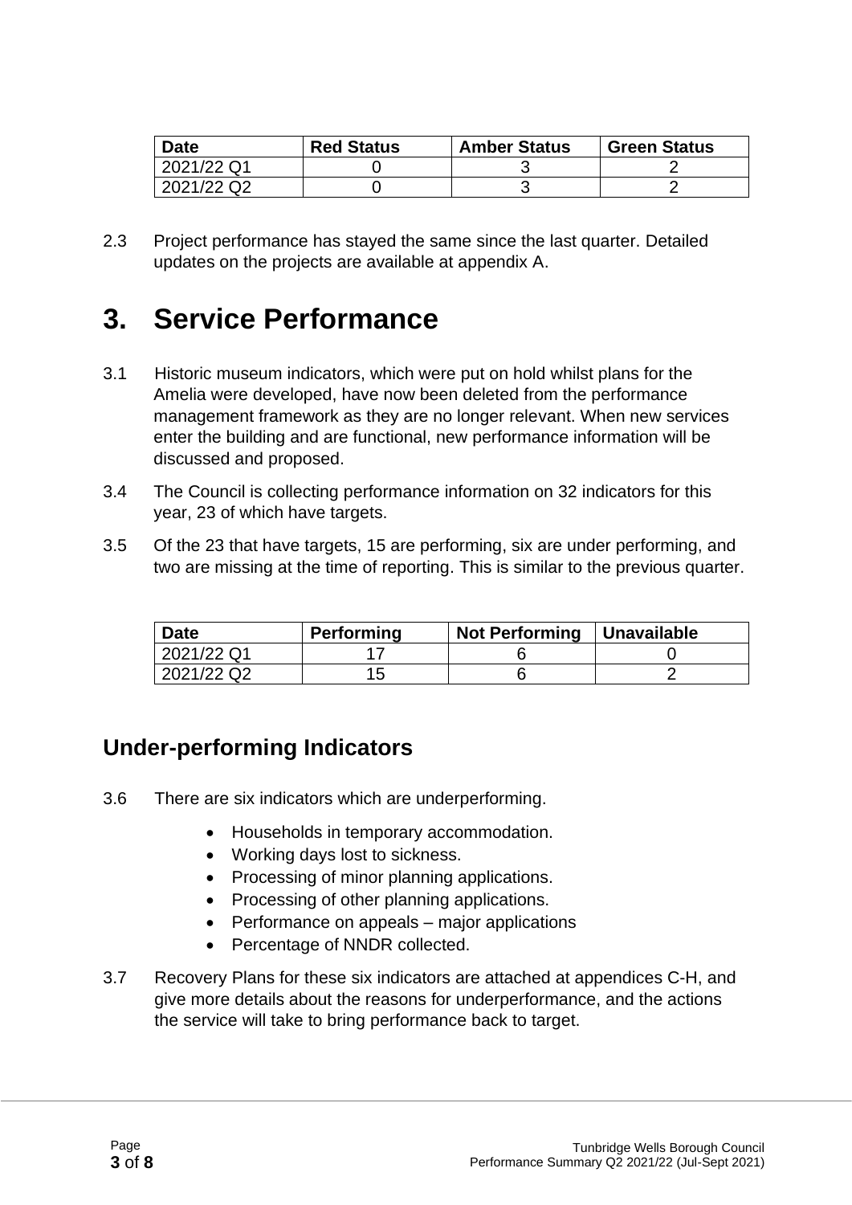| Date | Red Status | Amber Status | Green Status |
| --- | --- | --- | --- |
| 2021/22 Q1 | 0 | 3 | 2 |
| 2021/22 Q2 | 0 | 3 | 2 |

2.3 Project performance has stayed the same since the last quarter. Detailed updates on the projects are available at appendix A.

# 3. Service Performance

3.1 Historic museum indicators, which were put on hold whilst plans for the Amelia were developed, have now been deleted from the performance management framework as they are no longer relevant. When new services enter the building and are functional, new performance information will be discussed and proposed.

3.4 The Council is collecting performance information on 32 indicators for this year, 23 of which have targets.

3.5 Of the 23 that have targets, 15 are performing, six are under performing, and two are missing at the time of reporting. This is similar to the previous quarter.

| Date | Performing | Not Performing | Unavailable |
| --- | --- | --- | --- |
| 2021/22 Q1 | 17 | 6 | 0 |
| 2021/22 Q2 | 15 | 6 | 2 |

## Under-performing Indicators

3.6 There are six indicators which are underperforming.

- Households in temporary accommodation.
- Working days lost to sickness.
- Processing of minor planning applications.
- Processing of other planning applications.
- Performance on appeals – major applications
- Percentage of NNDR collected.

3.7 Recovery Plans for these six indicators are attached at appendices C-H, and give more details about the reasons for underperformance, and the actions the service will take to bring performance back to target.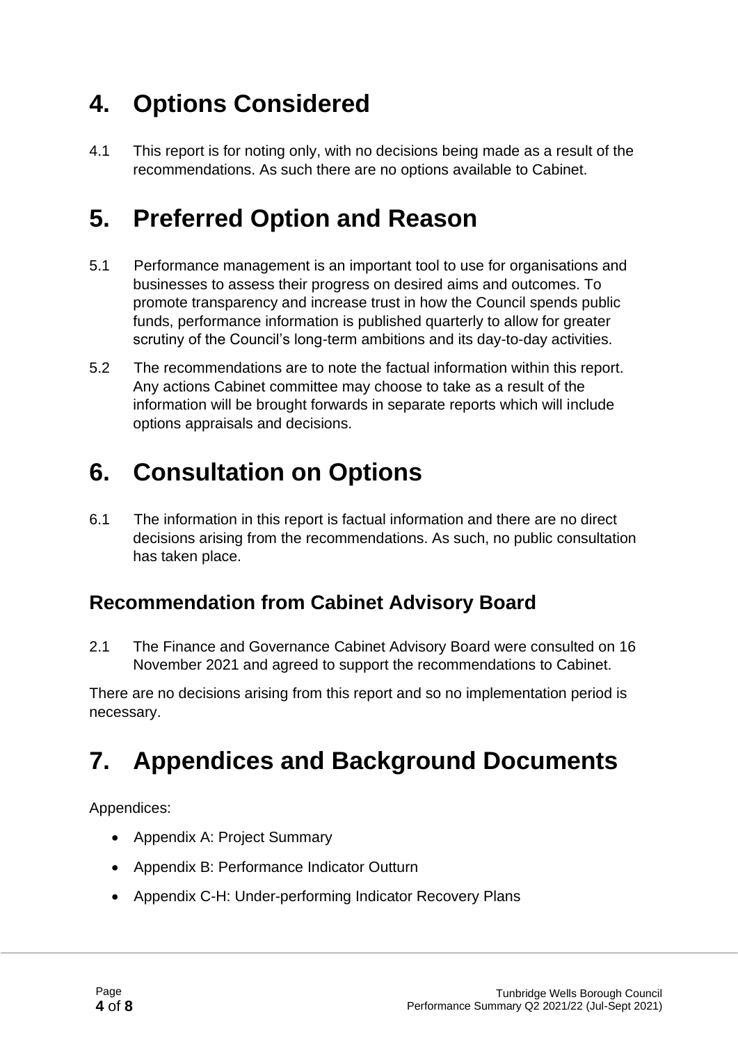# 4. Options Considered

4.1 This report is for noting only, with no decisions being made as a result of the recommendations. As such there are no options available to Cabinet.

# 5. Preferred Option and Reason

5.1 Performance management is an important tool to use for organisations and businesses to assess their progress on desired aims and outcomes. To promote transparency and increase trust in how the Council spends public funds, performance information is published quarterly to allow for greater scrutiny of the Council's long-term ambitions and its day-to-day activities.

5.2 The recommendations are to note the factual information within this report. Any actions Cabinet committee may choose to take as a result of the information will be brought forwards in separate reports which will include options appraisals and decisions.

# 6. Consultation on Options

6.1 The information in this report is factual information and there are no direct decisions arising from the recommendations. As such, no public consultation has taken place.

## Recommendation from Cabinet Advisory Board

2.1 The Finance and Governance Cabinet Advisory Board were consulted on 16 November 2021 and agreed to support the recommendations to Cabinet.

There are no decisions arising from this report and so no implementation period is necessary.

# 7. Appendices and Background Documents

Appendices:

- Appendix A: Project Summary
- Appendix B: Performance Indicator Outturn
- Appendix C-H: Under-performing Indicator Recovery Plans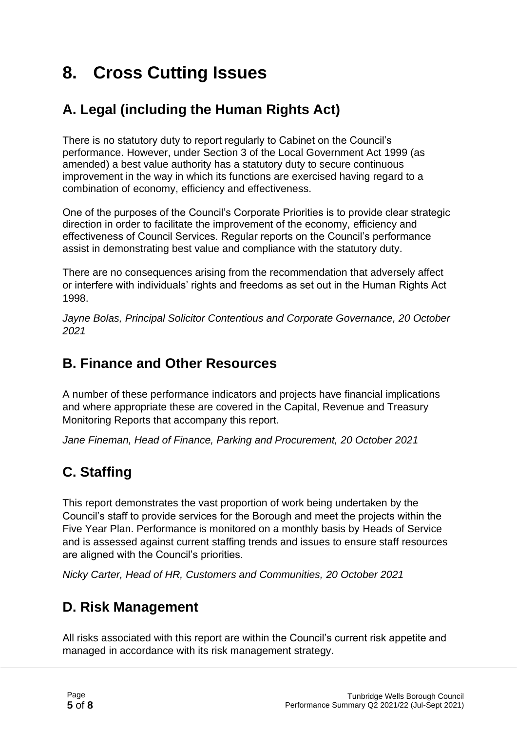# 8. Cross Cutting Issues

## A. Legal (including the Human Rights Act)

There is no statutory duty to report regularly to Cabinet on the Council's performance. However, under Section 3 of the Local Government Act 1999 (as amended) a best value authority has a statutory duty to secure continuous improvement in the way in which its functions are exercised having regard to a combination of economy, efficiency and effectiveness.

One of the purposes of the Council's Corporate Priorities is to provide clear strategic direction in order to facilitate the improvement of the economy, efficiency and effectiveness of Council Services. Regular reports on the Council's performance assist in demonstrating best value and compliance with the statutory duty.

There are no consequences arising from the recommendation that adversely affect or interfere with individuals' rights and freedoms as set out in the Human Rights Act 1998.

*Jayne Bolas, Principal Solicitor Contentious and Corporate Governance, 20 October 2021*

## B. Finance and Other Resources

A number of these performance indicators and projects have financial implications and where appropriate these are covered in the Capital, Revenue and Treasury Monitoring Reports that accompany this report.

*Jane Fineman, Head of Finance, Parking and Procurement, 20 October 2021*

## C. Staffing

This report demonstrates the vast proportion of work being undertaken by the Council's staff to provide services for the Borough and meet the projects within the Five Year Plan. Performance is monitored on a monthly basis by Heads of Service and is assessed against current staffing trends and issues to ensure staff resources are aligned with the Council's priorities.

*Nicky Carter, Head of HR, Customers and Communities, 20 October 2021*

## D. Risk Management

All risks associated with this report are within the Council's current risk appetite and managed in accordance with its risk management strategy.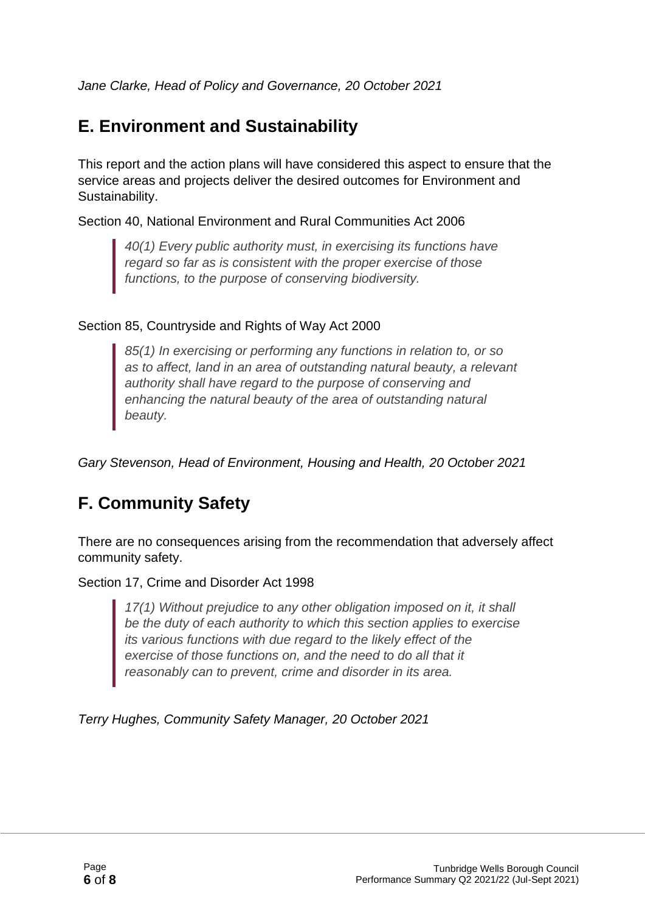*Jane Clarke, Head of Policy and Governance, 20 October 2021*

## E. Environment and Sustainability

This report and the action plans will have considered this aspect to ensure that the service areas and projects deliver the desired outcomes for Environment and Sustainability.

Section 40, National Environment and Rural Communities Act 2006

> *40(1) Every public authority must, in exercising its functions have regard so far as is consistent with the proper exercise of those functions, to the purpose of conserving biodiversity.*

Section 85, Countryside and Rights of Way Act 2000

> *85(1) In exercising or performing any functions in relation to, or so as to affect, land in an area of outstanding natural beauty, a relevant authority shall have regard to the purpose of conserving and enhancing the natural beauty of the area of outstanding natural beauty.*

*Gary Stevenson, Head of Environment, Housing and Health, 20 October 2021*

## F. Community Safety

There are no consequences arising from the recommendation that adversely affect community safety.

Section 17, Crime and Disorder Act 1998

> *17(1) Without prejudice to any other obligation imposed on it, it shall be the duty of each authority to which this section applies to exercise its various functions with due regard to the likely effect of the exercise of those functions on, and the need to do all that it reasonably can to prevent, crime and disorder in its area.*

*Terry Hughes, Community Safety Manager, 20 October 2021*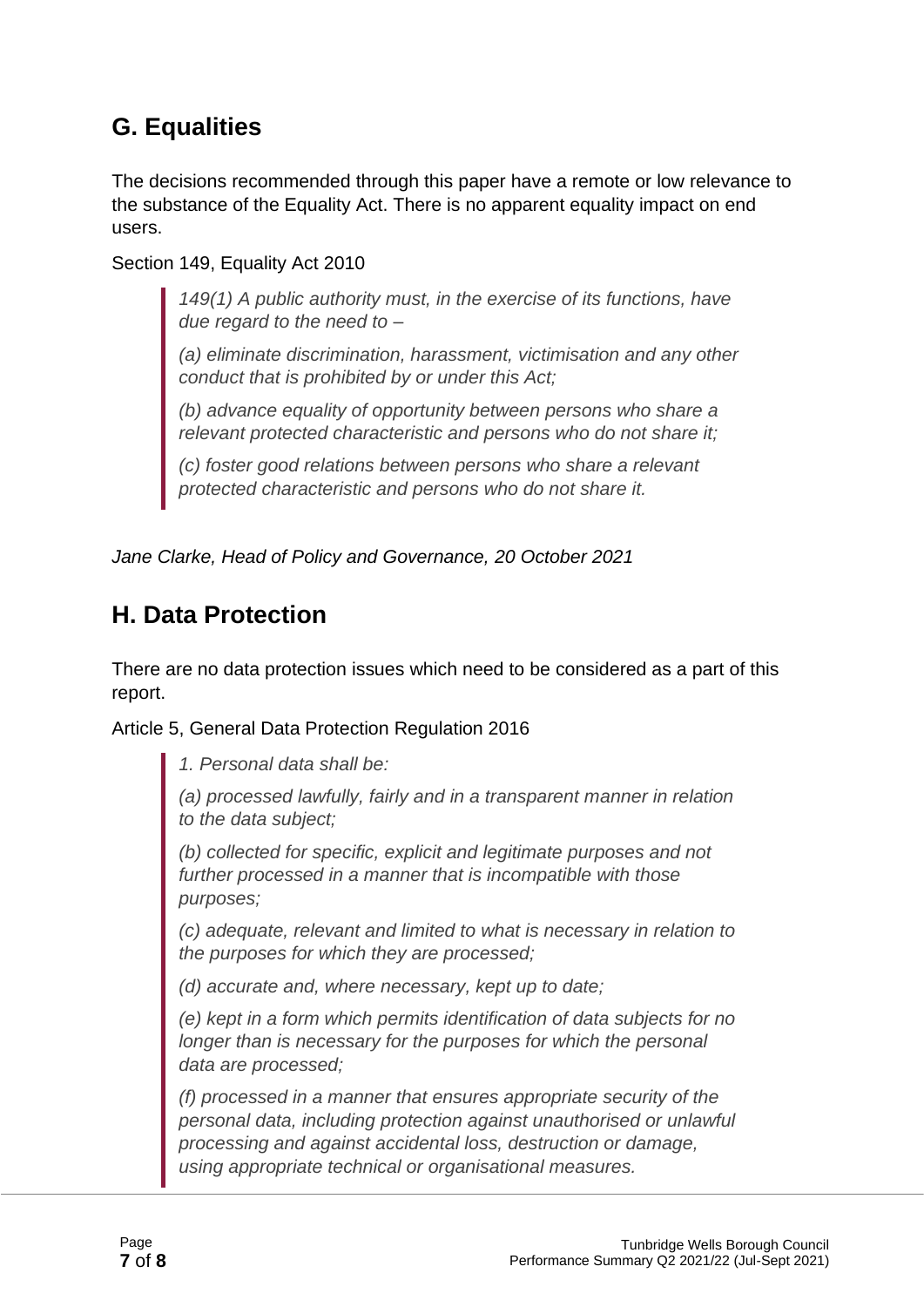## G. Equalities

The decisions recommended through this paper have a remote or low relevance to the substance of the Equality Act. There is no apparent equality impact on end users.

Section 149, Equality Act 2010

> *149(1) A public authority must, in the exercise of its functions, have due regard to the need to –*
>
> *(a) eliminate discrimination, harassment, victimisation and any other conduct that is prohibited by or under this Act;*
>
> *(b) advance equality of opportunity between persons who share a relevant protected characteristic and persons who do not share it;*
>
> *(c) foster good relations between persons who share a relevant protected characteristic and persons who do not share it.*

*Jane Clarke, Head of Policy and Governance, 20 October 2021*

## H. Data Protection

There are no data protection issues which need to be considered as a part of this report.

Article 5, General Data Protection Regulation 2016

> *1. Personal data shall be:*
>
> *(a) processed lawfully, fairly and in a transparent manner in relation to the data subject;*
>
> *(b) collected for specific, explicit and legitimate purposes and not further processed in a manner that is incompatible with those purposes;*
>
> *(c) adequate, relevant and limited to what is necessary in relation to the purposes for which they are processed;*
>
> *(d) accurate and, where necessary, kept up to date;*
>
> *(e) kept in a form which permits identification of data subjects for no longer than is necessary for the purposes for which the personal data are processed;*
>
> *(f) processed in a manner that ensures appropriate security of the personal data, including protection against unauthorised or unlawful processing and against accidental loss, destruction or damage, using appropriate technical or organisational measures.*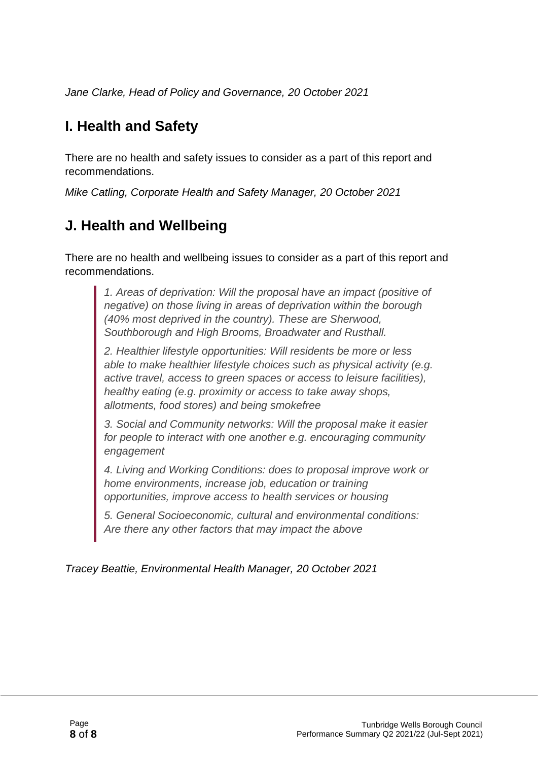*Jane Clarke, Head of Policy and Governance, 20 October 2021*

## I. Health and Safety

There are no health and safety issues to consider as a part of this report and recommendations.

*Mike Catling, Corporate Health and Safety Manager, 20 October 2021*

## J. Health and Wellbeing

There are no health and wellbeing issues to consider as a part of this report and recommendations.

> *1. Areas of deprivation: Will the proposal have an impact (positive of negative) on those living in areas of deprivation within the borough (40% most deprived in the country). These are Sherwood, Southborough and High Brooms, Broadwater and Rusthall.*
>
> *2. Healthier lifestyle opportunities: Will residents be more or less able to make healthier lifestyle choices such as physical activity (e.g. active travel, access to green spaces or access to leisure facilities), healthy eating (e.g. proximity or access to take away shops, allotments, food stores) and being smokefree*
>
> *3. Social and Community networks: Will the proposal make it easier for people to interact with one another e.g. encouraging community engagement*
>
> *4. Living and Working Conditions: does to proposal improve work or home environments, increase job, education or training opportunities, improve access to health services or housing*
>
> *5. General Socioeconomic, cultural and environmental conditions: Are there any other factors that may impact the above*

*Tracey Beattie, Environmental Health Manager, 20 October 2021*